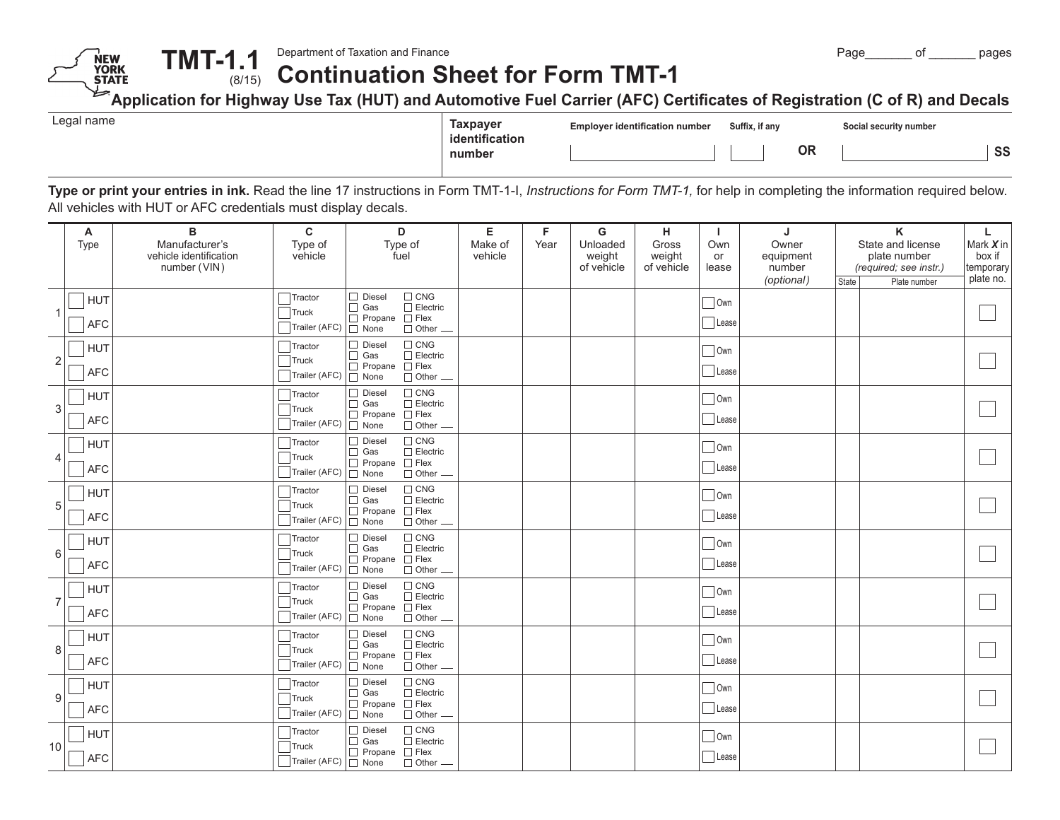NEW YORK STATE

# TMT-1.1 (8/15)

Department of Taxation and Finance

# Continuation Sheet for Form TMT-1

## Application for Highway Use Tax (HUT) and Automotive Fuel Carrier (AFC) Certificates of Registration (C of R) and Decals

Page_______ of _______ pages

| Legal name | Taxpayer identification number | Employer identification number | Suffix, if any | OR | Social security number | SS |
|---|---|---|---|---|---|---|
| | | | | | | |

**Type or print your entries in ink.** Read the line 17 instructions in Form TMT-1-I, *Instructions for Form TMT-1,* for help in completing the information required below. All vehicles with HUT or AFC credentials must display decals.

| | A Type | B Manufacturer's vehicle identification number (VIN) | C Type of vehicle | D Type of fuel | E Make of vehicle | F Year | G Unloaded weight of vehicle | H Gross weight of vehicle | I Own or lease | J Owner equipment number *(optional)* | K State and license plate number *(required; see instr.)* | | L Mark X in box if temporary plate no. |
|---|---|---|---|---|---|---|---|---|---|---|---|---|---|
| | | | | | | | | | | | State | Plate number | |
| 1 | ☐ HUT ☐ AFC | | ☐ Tractor ☐ Truck ☐ Trailer (AFC) | ☐ Diesel ☐ Gas ☐ Propane ☐ None ☐ CNG ☐ Electric ☐ Flex ☐ Other ___ | | | | | ☐ Own ☐ Lease | | | | ☐ |
| 2 | ☐ HUT ☐ AFC | | ☐ Tractor ☐ Truck ☐ Trailer (AFC) | ☐ Diesel ☐ Gas ☐ Propane ☐ None ☐ CNG ☐ Electric ☐ Flex ☐ Other ___ | | | | | ☐ Own ☐ Lease | | | | ☐ |
| 3 | ☐ HUT ☐ AFC | | ☐ Tractor ☐ Truck ☐ Trailer (AFC) | ☐ Diesel ☐ Gas ☐ Propane ☐ None ☐ CNG ☐ Electric ☐ Flex ☐ Other ___ | | | | | ☐ Own ☐ Lease | | | | ☐ |
| 4 | ☐ HUT ☐ AFC | | ☐ Tractor ☐ Truck ☐ Trailer (AFC) | ☐ Diesel ☐ Gas ☐ Propane ☐ None ☐ CNG ☐ Electric ☐ Flex ☐ Other ___ | | | | | ☐ Own ☐ Lease | | | | ☐ |
| 5 | ☐ HUT ☐ AFC | | ☐ Tractor ☐ Truck ☐ Trailer (AFC) | ☐ Diesel ☐ Gas ☐ Propane ☐ None ☐ CNG ☐ Electric ☐ Flex ☐ Other ___ | | | | | ☐ Own ☐ Lease | | | | ☐ |
| 6 | ☐ HUT ☐ AFC | | ☐ Tractor ☐ Truck ☐ Trailer (AFC) | ☐ Diesel ☐ Gas ☐ Propane ☐ None ☐ CNG ☐ Electric ☐ Flex ☐ Other ___ | | | | | ☐ Own ☐ Lease | | | | ☐ |
| 7 | ☐ HUT ☐ AFC | | ☐ Tractor ☐ Truck ☐ Trailer (AFC) | ☐ Diesel ☐ Gas ☐ Propane ☐ None ☐ CNG ☐ Electric ☐ Flex ☐ Other ___ | | | | | ☐ Own ☐ Lease | | | | ☐ |
| 8 | ☐ HUT ☐ AFC | | ☐ Tractor ☐ Truck ☐ Trailer (AFC) | ☐ Diesel ☐ Gas ☐ Propane ☐ None ☐ CNG ☐ Electric ☐ Flex ☐ Other ___ | | | | | ☐ Own ☐ Lease | | | | ☐ |
| 9 | ☐ HUT ☐ AFC | | ☐ Tractor ☐ Truck ☐ Trailer (AFC) | ☐ Diesel ☐ Gas ☐ Propane ☐ None ☐ CNG ☐ Electric ☐ Flex ☐ Other ___ | | | | | ☐ Own ☐ Lease | | | | ☐ |
| 10 | ☐ HUT ☐ AFC | | ☐ Tractor ☐ Truck ☐ Trailer (AFC) | ☐ Diesel ☐ Gas ☐ Propane ☐ None ☐ CNG ☐ Electric ☐ Flex ☐ Other ___ | | | | | ☐ Own ☐ Lease | | | | ☐ |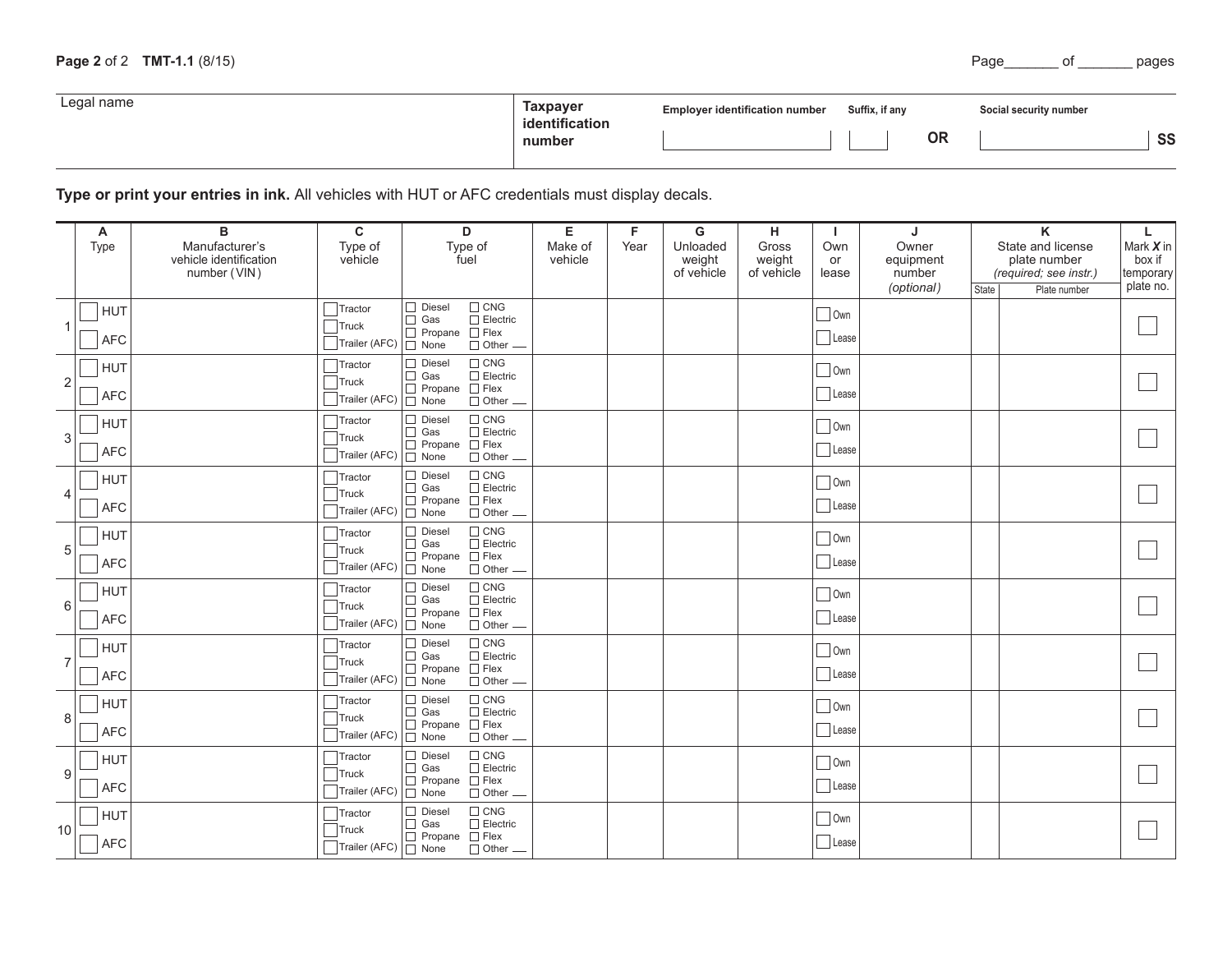Page 2 of 2 **TMT-1.1** (8/15)

Page_______ of _______ pages

| Legal name | Taxpayer identification number | Employer identification number | Suffix, if any | | Social security number |
|---|---|---|---|---|---|
| | | | | OR | SS |

**Type or print your entries in ink.** All vehicles with HUT or AFC credentials must display decals.

| | A Type | B Manufacturer's vehicle identification number (VIN) | C Type of vehicle | D Type of fuel | E Make of vehicle | F Year | G Unloaded weight of vehicle | H Gross weight of vehicle | I Own or lease | J Owner equipment number *(optional)* | K State and license plate number *(required; see instr.)* | | L Mark **X** in box if temporary plate no. |
|---|---|---|---|---|---|---|---|---|---|---|---|---|---|
| | | | | | | | | | | | State | Plate number | |
| 1 | ☐ HUT ☐ AFC | | ☐ Tractor ☐ Truck ☐ Trailer (AFC) | ☐ Diesel ☐ Gas ☐ Propane ☐ None ☐ CNG ☐ Electric ☐ Flex ☐ Other ___ | | | | | ☐ Own ☐ Lease | | | | ☐ |
| 2 | ☐ HUT ☐ AFC | | ☐ Tractor ☐ Truck ☐ Trailer (AFC) | ☐ Diesel ☐ Gas ☐ Propane ☐ None ☐ CNG ☐ Electric ☐ Flex ☐ Other ___ | | | | | ☐ Own ☐ Lease | | | | ☐ |
| 3 | ☐ HUT ☐ AFC | | ☐ Tractor ☐ Truck ☐ Trailer (AFC) | ☐ Diesel ☐ Gas ☐ Propane ☐ None ☐ CNG ☐ Electric ☐ Flex ☐ Other ___ | | | | | ☐ Own ☐ Lease | | | | ☐ |
| 4 | ☐ HUT ☐ AFC | | ☐ Tractor ☐ Truck ☐ Trailer (AFC) | ☐ Diesel ☐ Gas ☐ Propane ☐ None ☐ CNG ☐ Electric ☐ Flex ☐ Other ___ | | | | | ☐ Own ☐ Lease | | | | ☐ |
| 5 | ☐ HUT ☐ AFC | | ☐ Tractor ☐ Truck ☐ Trailer (AFC) | ☐ Diesel ☐ Gas ☐ Propane ☐ None ☐ CNG ☐ Electric ☐ Flex ☐ Other ___ | | | | | ☐ Own ☐ Lease | | | | ☐ |
| 6 | ☐ HUT ☐ AFC | | ☐ Tractor ☐ Truck ☐ Trailer (AFC) | ☐ Diesel ☐ Gas ☐ Propane ☐ None ☐ CNG ☐ Electric ☐ Flex ☐ Other ___ | | | | | ☐ Own ☐ Lease | | | | ☐ |
| 7 | ☐ HUT ☐ AFC | | ☐ Tractor ☐ Truck ☐ Trailer (AFC) | ☐ Diesel ☐ Gas ☐ Propane ☐ None ☐ CNG ☐ Electric ☐ Flex ☐ Other ___ | | | | | ☐ Own ☐ Lease | | | | ☐ |
| 8 | ☐ HUT ☐ AFC | | ☐ Tractor ☐ Truck ☐ Trailer (AFC) | ☐ Diesel ☐ Gas ☐ Propane ☐ None ☐ CNG ☐ Electric ☐ Flex ☐ Other ___ | | | | | ☐ Own ☐ Lease | | | | ☐ |
| 9 | ☐ HUT ☐ AFC | | ☐ Tractor ☐ Truck ☐ Trailer (AFC) | ☐ Diesel ☐ Gas ☐ Propane ☐ None ☐ CNG ☐ Electric ☐ Flex ☐ Other ___ | | | | | ☐ Own ☐ Lease | | | | ☐ |
| 10 | ☐ HUT ☐ AFC | | ☐ Tractor ☐ Truck ☐ Trailer (AFC) | ☐ Diesel ☐ Gas ☐ Propane ☐ None ☐ CNG ☐ Electric ☐ Flex ☐ Other ___ | | | | | ☐ Own ☐ Lease | | | | ☐ |